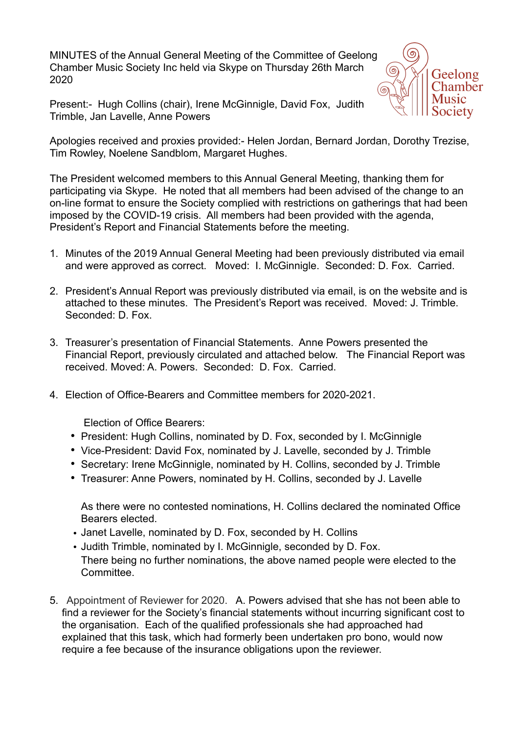MINUTES of the Annual General Meeting of the Committee of Geelong Chamber Music Society Inc held via Skype on Thursday 26th March 2020

Geelong Chamber Music Society

Present:- Hugh Collins (chair), Irene McGinnigle, David Fox, Judith Trimble, Jan Lavelle, Anne Powers

Apologies received and proxies provided:- Helen Jordan, Bernard Jordan, Dorothy Trezise, Tim Rowley, Noelene Sandblom, Margaret Hughes.

The President welcomed members to this Annual General Meeting, thanking them for participating via Skype. He noted that all members had been advised of the change to an on-line format to ensure the Society complied with restrictions on gatherings that had been imposed by the COVID-19 crisis. All members had been provided with the agenda, President's Report and Financial Statements before the meeting.

1. Minutes of the 2019 Annual General Meeting had been previously distributed via email and were approved as correct. Moved: I. McGinnigle. Seconded: D. Fox. Carried.

2. President's Annual Report was previously distributed via email, is on the website and is attached to these minutes. The President's Report was received. Moved: J. Trimble. Seconded: D. Fox.

3. Treasurer's presentation of Financial Statements. Anne Powers presented the Financial Report, previously circulated and attached below. The Financial Report was received. Moved: A. Powers. Seconded: D. Fox. Carried.

4. Election of Office-Bearers and Committee members for 2020-2021.

   Election of Office Bearers:
   - President: Hugh Collins, nominated by D. Fox, seconded by I. McGinnigle
   - Vice-President: David Fox, nominated by J. Lavelle, seconded by J. Trimble
   - Secretary: Irene McGinnigle, nominated by H. Collins, seconded by J. Trimble
   - Treasurer: Anne Powers, nominated by H. Collins, seconded by J. Lavelle

   As there were no contested nominations, H. Collins declared the nominated Office Bearers elected.
   - Janet Lavelle, nominated by D. Fox, seconded by H. Collins
   - Judith Trimble, nominated by I. McGinnigle, seconded by D. Fox.

   There being no further nominations, the above named people were elected to the Committee.

5. Appointment of Reviewer for 2020. A. Powers advised that she has not been able to find a reviewer for the Society's financial statements without incurring significant cost to the organisation. Each of the qualified professionals she had approached had explained that this task, which had formerly been undertaken pro bono, would now require a fee because of the insurance obligations upon the reviewer.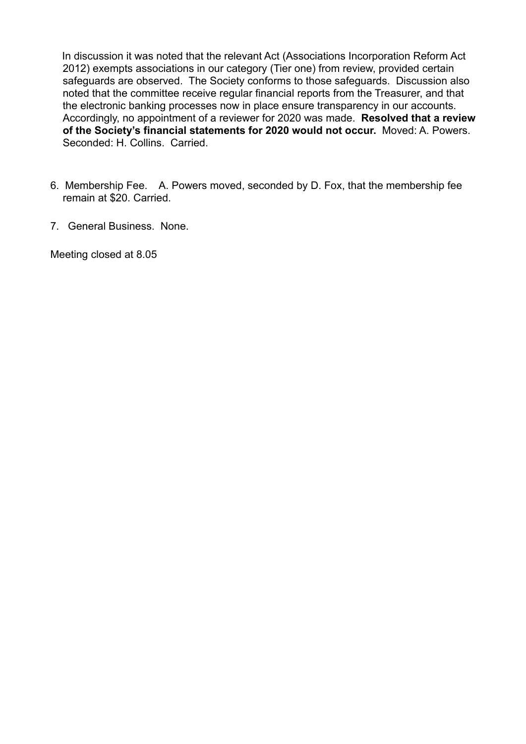In discussion it was noted that the relevant Act (Associations Incorporation Reform Act 2012) exempts associations in our category (Tier one) from review, provided certain safeguards are observed. The Society conforms to those safeguards. Discussion also noted that the committee receive regular financial reports from the Treasurer, and that the electronic banking processes now in place ensure transparency in our accounts. Accordingly, no appointment of a reviewer for 2020 was made. **Resolved that a review of the Society's financial statements for 2020 would not occur.** Moved: A. Powers. Seconded: H. Collins. Carried.

6. Membership Fee. A. Powers moved, seconded by D. Fox, that the membership fee remain at $20. Carried.

7. General Business. None.

Meeting closed at 8.05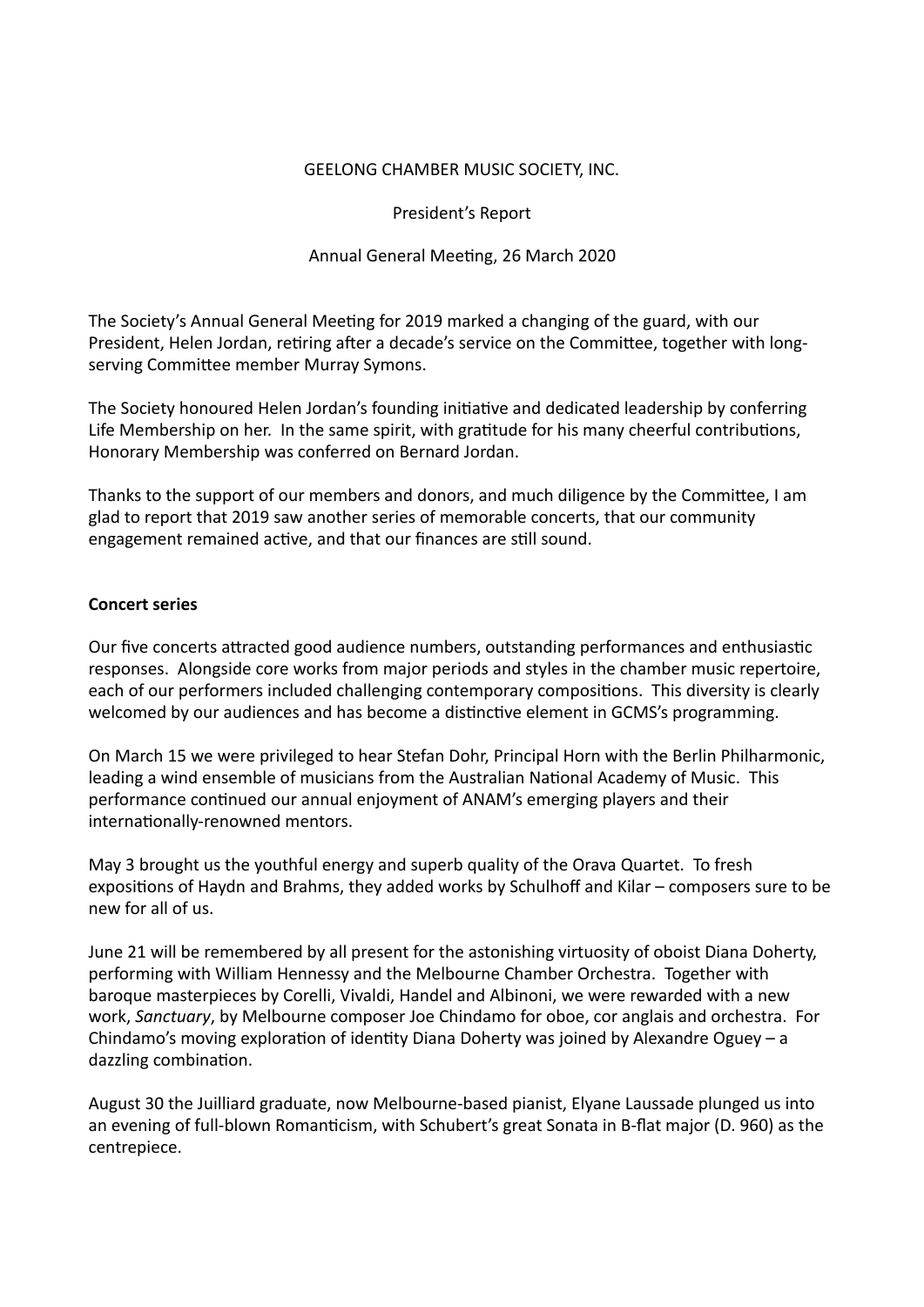GEELONG CHAMBER MUSIC SOCIETY, INC.

President's Report

Annual General Meeting, 26 March 2020

The Society's Annual General Meeting for 2019 marked a changing of the guard, with our President, Helen Jordan, retiring after a decade's service on the Committee, together with long-serving Committee member Murray Symons.

The Society honoured Helen Jordan's founding initiative and dedicated leadership by conferring Life Membership on her. In the same spirit, with gratitude for his many cheerful contributions, Honorary Membership was conferred on Bernard Jordan.

Thanks to the support of our members and donors, and much diligence by the Committee, I am glad to report that 2019 saw another series of memorable concerts, that our community engagement remained active, and that our finances are still sound.

**Concert series**

Our five concerts attracted good audience numbers, outstanding performances and enthusiastic responses. Alongside core works from major periods and styles in the chamber music repertoire, each of our performers included challenging contemporary compositions. This diversity is clearly welcomed by our audiences and has become a distinctive element in GCMS's programming.

On March 15 we were privileged to hear Stefan Dohr, Principal Horn with the Berlin Philharmonic, leading a wind ensemble of musicians from the Australian National Academy of Music. This performance continued our annual enjoyment of ANAM's emerging players and their internationally-renowned mentors.

May 3 brought us the youthful energy and superb quality of the Orava Quartet. To fresh expositions of Haydn and Brahms, they added works by Schulhoff and Kilar – composers sure to be new for all of us.

June 21 will be remembered by all present for the astonishing virtuosity of oboist Diana Doherty, performing with William Hennessy and the Melbourne Chamber Orchestra. Together with baroque masterpieces by Corelli, Vivaldi, Handel and Albinoni, we were rewarded with a new work, *Sanctuary*, by Melbourne composer Joe Chindamo for oboe, cor anglais and orchestra. For Chindamo's moving exploration of identity Diana Doherty was joined by Alexandre Oguey – a dazzling combination.

August 30 the Juilliard graduate, now Melbourne-based pianist, Elyane Laussade plunged us into an evening of full-blown Romanticism, with Schubert's great Sonata in B-flat major (D. 960) as the centrepiece.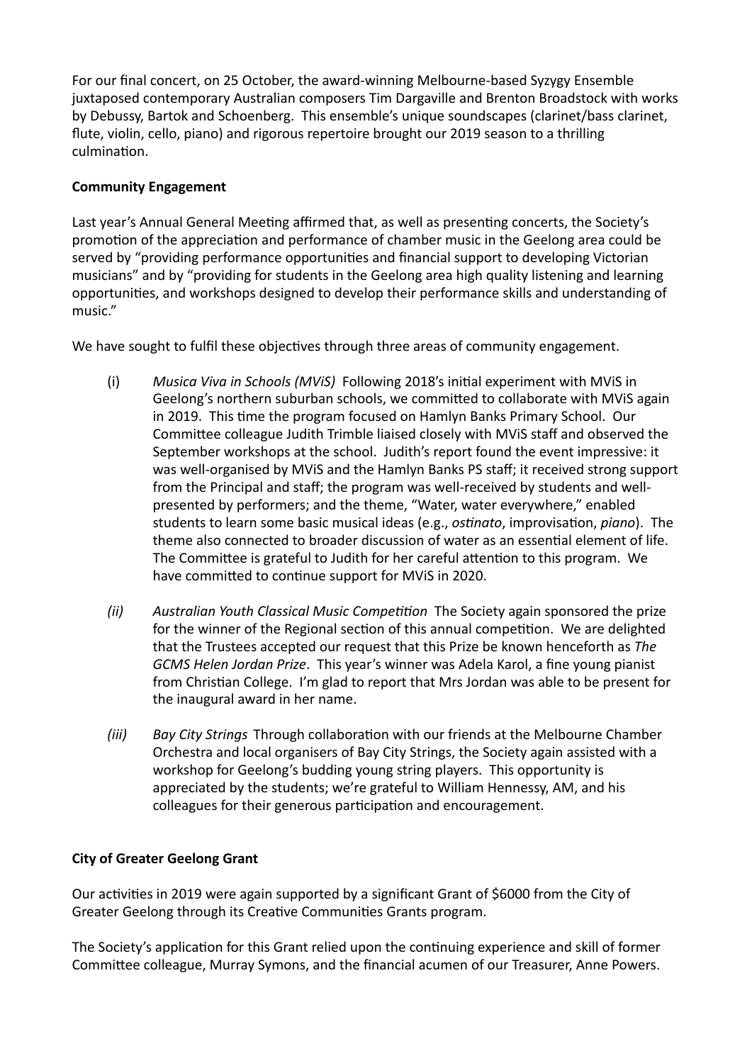For our final concert, on 25 October, the award-winning Melbourne-based Syzygy Ensemble juxtaposed contemporary Australian composers Tim Dargaville and Brenton Broadstock with works by Debussy, Bartok and Schoenberg. This ensemble's unique soundscapes (clarinet/bass clarinet, flute, violin, cello, piano) and rigorous repertoire brought our 2019 season to a thrilling culmination.

**Community Engagement**

Last year's Annual General Meeting affirmed that, as well as presenting concerts, the Society's promotion of the appreciation and performance of chamber music in the Geelong area could be served by "providing performance opportunities and financial support to developing Victorian musicians" and by "providing for students in the Geelong area high quality listening and learning opportunities, and workshops designed to develop their performance skills and understanding of music."

We have sought to fulfil these objectives through three areas of community engagement.

(i) *Musica Viva in Schools (MViS)* Following 2018's initial experiment with MViS in Geelong's northern suburban schools, we committed to collaborate with MViS again in 2019. This time the program focused on Hamlyn Banks Primary School. Our Committee colleague Judith Trimble liaised closely with MViS staff and observed the September workshops at the school. Judith's report found the event impressive: it was well-organised by MViS and the Hamlyn Banks PS staff; it received strong support from the Principal and staff; the program was well-received by students and well-presented by performers; and the theme, "Water, water everywhere," enabled students to learn some basic musical ideas (e.g., *ostinato*, improvisation, *piano*). The theme also connected to broader discussion of water as an essential element of life. The Committee is grateful to Judith for her careful attention to this program. We have committed to continue support for MViS in 2020.

*(ii)* *Australian Youth Classical Music Competition* The Society again sponsored the prize for the winner of the Regional section of this annual competition. We are delighted that the Trustees accepted our request that this Prize be known henceforth as *The GCMS Helen Jordan Prize*. This year's winner was Adela Karol, a fine young pianist from Christian College. I'm glad to report that Mrs Jordan was able to be present for the inaugural award in her name.

*(iii)* *Bay City Strings* Through collaboration with our friends at the Melbourne Chamber Orchestra and local organisers of Bay City Strings, the Society again assisted with a workshop for Geelong's budding young string players. This opportunity is appreciated by the students; we're grateful to William Hennessy, AM, and his colleagues for their generous participation and encouragement.

**City of Greater Geelong Grant**

Our activities in 2019 were again supported by a significant Grant of $6000 from the City of Greater Geelong through its Creative Communities Grants program.

The Society's application for this Grant relied upon the continuing experience and skill of former Committee colleague, Murray Symons, and the financial acumen of our Treasurer, Anne Powers.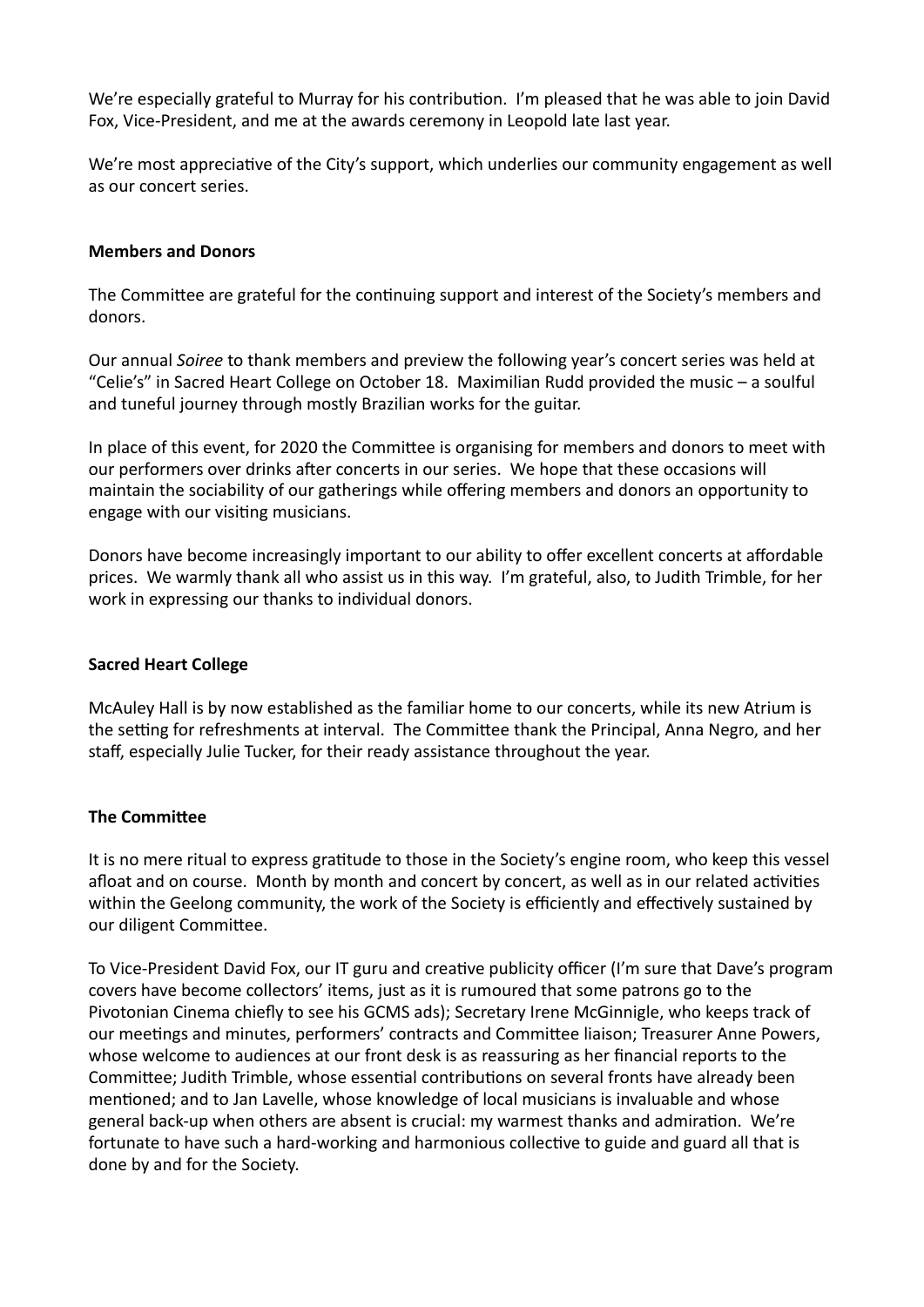We're especially grateful to Murray for his contribution. I'm pleased that he was able to join David Fox, Vice-President, and me at the awards ceremony in Leopold late last year.

We're most appreciative of the City's support, which underlies our community engagement as well as our concert series.

**Members and Donors**

The Committee are grateful for the continuing support and interest of the Society's members and donors.

Our annual *Soiree* to thank members and preview the following year's concert series was held at "Celie's" in Sacred Heart College on October 18. Maximilian Rudd provided the music – a soulful and tuneful journey through mostly Brazilian works for the guitar.

In place of this event, for 2020 the Committee is organising for members and donors to meet with our performers over drinks after concerts in our series. We hope that these occasions will maintain the sociability of our gatherings while offering members and donors an opportunity to engage with our visiting musicians.

Donors have become increasingly important to our ability to offer excellent concerts at affordable prices. We warmly thank all who assist us in this way. I'm grateful, also, to Judith Trimble, for her work in expressing our thanks to individual donors.

**Sacred Heart College**

McAuley Hall is by now established as the familiar home to our concerts, while its new Atrium is the setting for refreshments at interval. The Committee thank the Principal, Anna Negro, and her staff, especially Julie Tucker, for their ready assistance throughout the year.

**The Committee**

It is no mere ritual to express gratitude to those in the Society's engine room, who keep this vessel afloat and on course. Month by month and concert by concert, as well as in our related activities within the Geelong community, the work of the Society is efficiently and effectively sustained by our diligent Committee.

To Vice-President David Fox, our IT guru and creative publicity officer (I'm sure that Dave's program covers have become collectors' items, just as it is rumoured that some patrons go to the Pivotonian Cinema chiefly to see his GCMS ads); Secretary Irene McGinnigle, who keeps track of our meetings and minutes, performers' contracts and Committee liaison; Treasurer Anne Powers, whose welcome to audiences at our front desk is as reassuring as her financial reports to the Committee; Judith Trimble, whose essential contributions on several fronts have already been mentioned; and to Jan Lavelle, whose knowledge of local musicians is invaluable and whose general back-up when others are absent is crucial: my warmest thanks and admiration. We're fortunate to have such a hard-working and harmonious collective to guide and guard all that is done by and for the Society.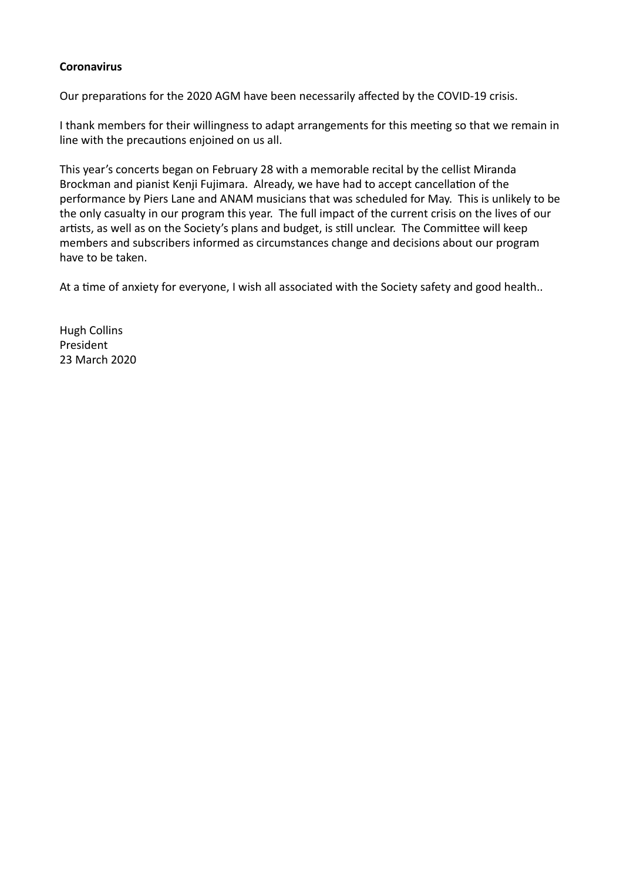**Coronavirus**

Our preparations for the 2020 AGM have been necessarily affected by the COVID-19 crisis.

I thank members for their willingness to adapt arrangements for this meeting so that we remain in line with the precautions enjoined on us all.

This year's concerts began on February 28 with a memorable recital by the cellist Miranda Brockman and pianist Kenji Fujimara. Already, we have had to accept cancellation of the performance by Piers Lane and ANAM musicians that was scheduled for May. This is unlikely to be the only casualty in our program this year. The full impact of the current crisis on the lives of our artists, as well as on the Society's plans and budget, is still unclear. The Committee will keep members and subscribers informed as circumstances change and decisions about our program have to be taken.

At a time of anxiety for everyone, I wish all associated with the Society safety and good health..

Hugh Collins
President
23 March 2020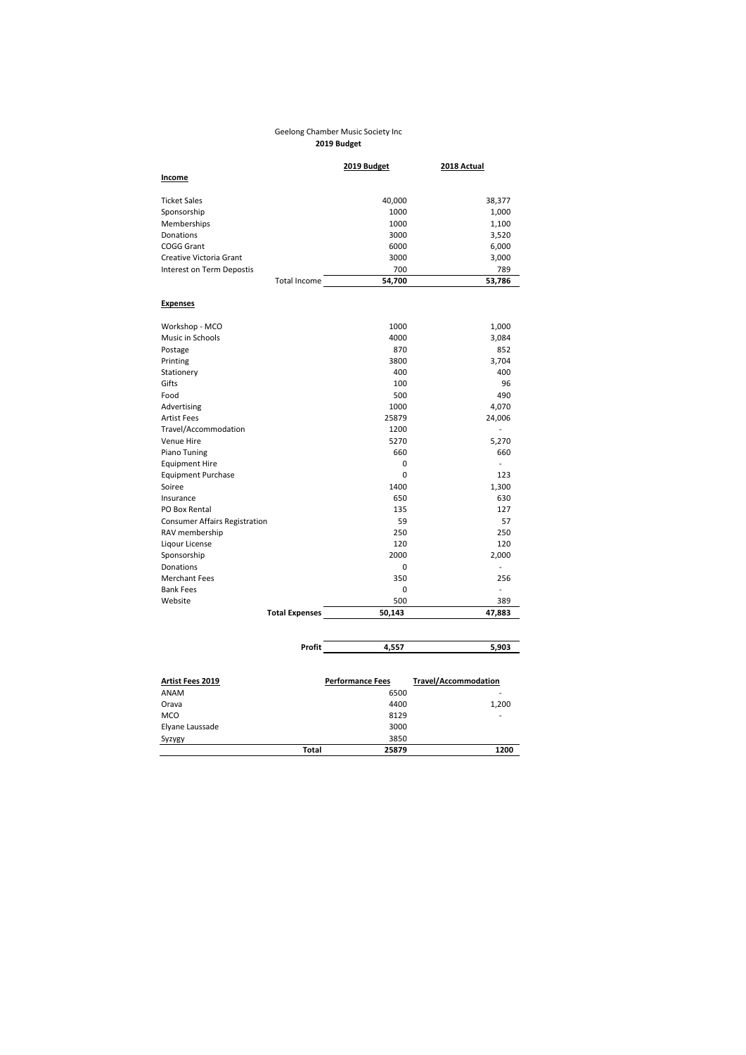Geelong Chamber Music Society Inc

**2019 Budget**

| | 2019 Budget | 2018 Actual |
|---|---|---|
| **Income** | | |
| Ticket Sales | 40,000 | 38,377 |
| Sponsorship | 1000 | 1,000 |
| Memberships | 1000 | 1,100 |
| Donations | 3000 | 3,520 |
| COGG Grant | 6000 | 6,000 |
| Creative Victoria Grant | 3000 | 3,000 |
| Interest on Term Depostis | 700 | 789 |
| Total Income | **54,700** | **53,786** |
| **Expenses** | | |
| Workshop - MCO | 1000 | 1,000 |
| Music in Schools | 4000 | 3,084 |
| Postage | 870 | 852 |
| Printing | 3800 | 3,704 |
| Stationery | 400 | 400 |
| Gifts | 100 | 96 |
| Food | 500 | 490 |
| Advertising | 1000 | 4,070 |
| Artist Fees | 25879 | 24,006 |
| Travel/Accommodation | 1200 | - |
| Venue Hire | 5270 | 5,270 |
| Piano Tuning | 660 | 660 |
| Equipment Hire | 0 | - |
| Equipment Purchase | 0 | 123 |
| Soiree | 1400 | 1,300 |
| Insurance | 650 | 630 |
| PO Box Rental | 135 | 127 |
| Consumer Affairs Registration | 59 | 57 |
| RAV membership | 250 | 250 |
| Liqour License | 120 | 120 |
| Sponsorship | 2000 | 2,000 |
| Donations | 0 | - |
| Merchant Fees | 350 | 256 |
| Bank Fees | 0 | - |
| Website | 500 | 389 |
| **Total Expenses** | **50,143** | **47,883** |
| **Profit** | **4,557** | **5,903** |

| Artist Fees 2019 | Performance Fees | Travel/Accommodation |
|---|---|---|
| ANAM | 6500 | - |
| Orava | 4400 | 1,200 |
| MCO | 8129 | - |
| Elyane Laussade | 3000 | |
| Syzygy | 3850 | |
| **Total** | **25879** | **1200** |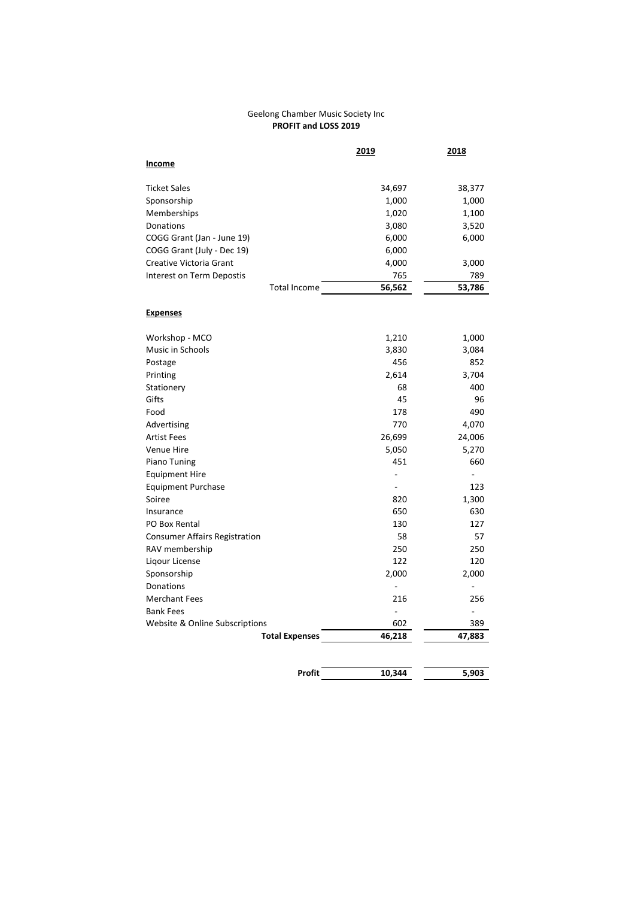Geelong Chamber Music Society Inc

**PROFIT and LOSS 2019**

| | 2019 | 2018 |
|---|---|---|
| **Income** | | |
| Ticket Sales | 34,697 | 38,377 |
| Sponsorship | 1,000 | 1,000 |
| Memberships | 1,020 | 1,100 |
| Donations | 3,080 | 3,520 |
| COGG Grant (Jan - June 19) | 6,000 | 6,000 |
| COGG Grant (July - Dec 19) | 6,000 | |
| Creative Victoria Grant | 4,000 | 3,000 |
| Interest on Term Depostis | 765 | 789 |
| Total Income | **56,562** | **53,786** |
| **Expenses** | | |
| Workshop - MCO | 1,210 | 1,000 |
| Music in Schools | 3,830 | 3,084 |
| Postage | 456 | 852 |
| Printing | 2,614 | 3,704 |
| Stationery | 68 | 400 |
| Gifts | 45 | 96 |
| Food | 178 | 490 |
| Advertising | 770 | 4,070 |
| Artist Fees | 26,699 | 24,006 |
| Venue Hire | 5,050 | 5,270 |
| Piano Tuning | 451 | 660 |
| Equipment Hire | - | - |
| Equipment Purchase | - | 123 |
| Soiree | 820 | 1,300 |
| Insurance | 650 | 630 |
| PO Box Rental | 130 | 127 |
| Consumer Affairs Registration | 58 | 57 |
| RAV membership | 250 | 250 |
| Liqour License | 122 | 120 |
| Sponsorship | 2,000 | 2,000 |
| Donations | - | - |
| Merchant Fees | 216 | 256 |
| Bank Fees | - | - |
| Website & Online Subscriptions | 602 | 389 |
| **Total Expenses** | **46,218** | **47,883** |
| **Profit** | **10,344** | **5,903** |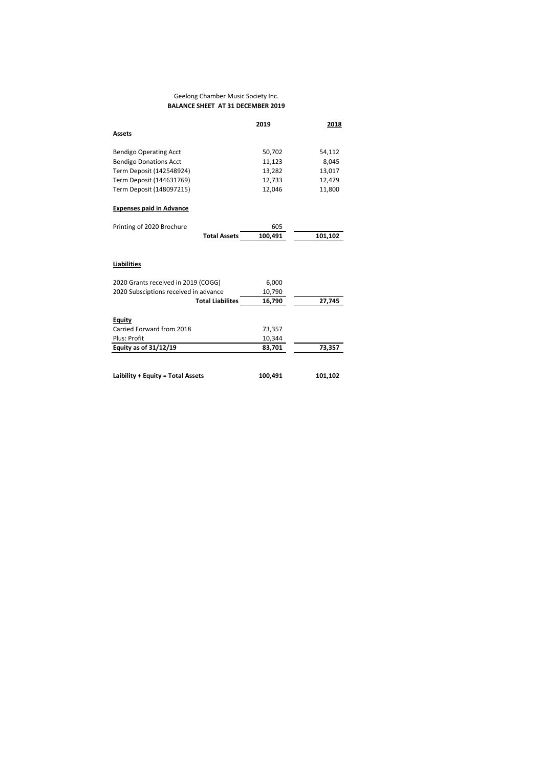Geelong Chamber Music Society Inc.

**BALANCE SHEET AT 31 DECEMBER 2019**

| | 2019 | 2018 |
|---|---|---|
| **Assets** | | |
| Bendigo Operating Acct | 50,702 | 54,112 |
| Bendigo Donations Acct | 11,123 | 8,045 |
| Term Deposit (142548924) | 13,282 | 13,017 |
| Term Deposit (144631769) | 12,733 | 12,479 |
| Term Deposit (148097215) | 12,046 | 11,800 |
| **Expenses paid in Advance** | | |
| Printing of 2020 Brochure | 605 | |
| **Total Assets** | **100,491** | **101,102** |
| **Liabilities** | | |
| 2020 Grants received in 2019 (COGG) | 6,000 | |
| 2020 Subsciptions received in advance | 10,790 | |
| **Total Liabilites** | **16,790** | **27,745** |
| **Equity** | | |
| Carried Forward from 2018 | 73,357 | |
| Plus: Profit | 10,344 | |
| **Equity as of 31/12/19** | **83,701** | **73,357** |
| **Laibility + Equity = Total Assets** | **100,491** | **101,102** |